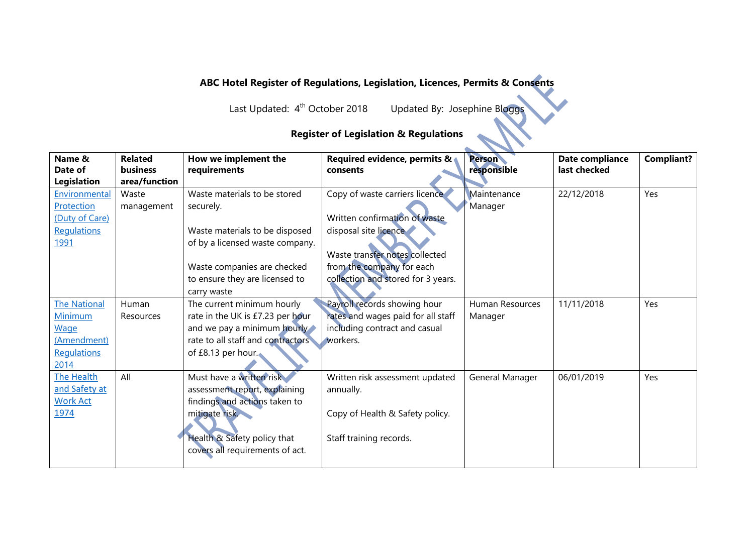**ABC Hotel Register of Regulations, Legislation, Licences, Permits & Consents**

Last Updated: 4th October 2018 Updated By: Josephine Bloggs

**Register of Legislation & Regulations**

| Name & Date of Legislation | Related business area/function | How we implement the requirements | Required evidence, permits & consents | Person responsible | Date compliance last checked | Compliant? |
|---|---|---|---|---|---|---|
| Environmental Protection (Duty of Care) Regulations 1991 | Waste management | Waste materials to be stored securely.<br><br>Waste materials to be disposed of by a licensed waste company.<br><br>Waste companies are checked to ensure they are licensed to carry waste | Copy of waste carriers licence.<br><br>Written confirmation of waste disposal site licence.<br><br>Waste transfer notes collected from the company for each collection and stored for 3 years. | Maintenance Manager | 22/12/2018 | Yes |
| The National Minimum Wage (Amendment) Regulations 2014 | Human Resources | The current minimum hourly rate in the UK is £7.23 per hour and we pay a minimum hourly rate to all staff and contractors of £8.13 per hour. | Payroll records showing hour rates and wages paid for all staff including contract and casual workers. | Human Resources Manager | 11/11/2018 | Yes |
| The Health and Safety at Work Act 1974 | All | Must have a written risk assessment report, explaining findings and actions taken to mitigate risk.<br><br>Health & Safety policy that covers all requirements of act. | Written risk assessment updated annually.<br><br>Copy of Health & Safety policy.<br><br>Staff training records. | General Manager | 06/01/2019 | Yes |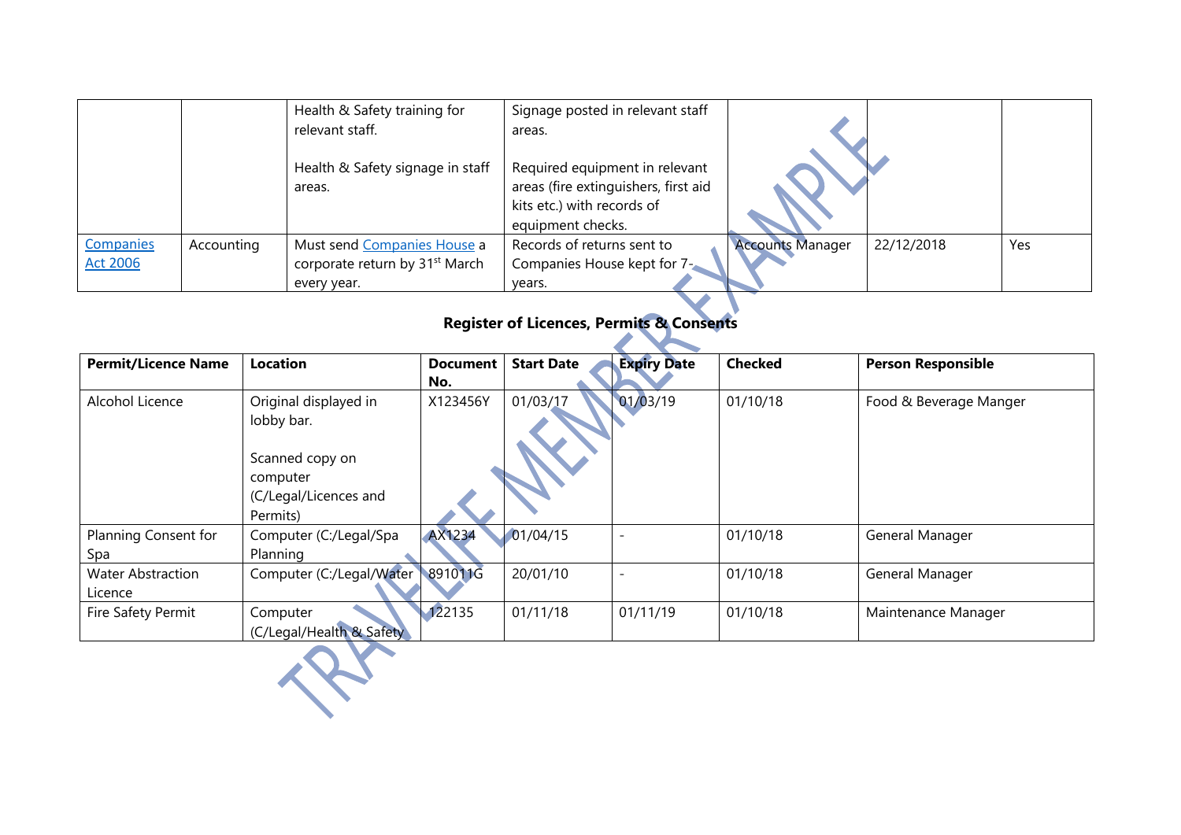| | | | | | | |
|---|---|---|---|---|---|---|
| | | Health & Safety training for relevant staff.<br><br>Health & Safety signage in staff areas. | Signage posted in relevant staff areas.<br><br>Required equipment in relevant areas (fire extinguishers, first aid kits etc.) with records of equipment checks. | | | |
| Companies Act 2006 | Accounting | Must send Companies House a corporate return by 31st March every year. | Records of returns sent to Companies House kept for 7-years. | Accounts Manager | 22/12/2018 | Yes |

**Register of Licences, Permits & Consents**

| Permit/Licence Name | Location | Document No. | Start Date | Expiry Date | Checked | Person Responsible |
|---|---|---|---|---|---|---|
| Alcohol Licence | Original displayed in lobby bar.<br><br>Scanned copy on computer (C/Legal/Licences and Permits) | X123456Y | 01/03/17 | 01/03/19 | 01/10/18 | Food & Beverage Manger |
| Planning Consent for Spa | Computer (C:/Legal/Spa Planning | AX1234 | 01/04/15 | - | 01/10/18 | General Manager |
| Water Abstraction Licence | Computer (C:/Legal/Water | 891011G | 20/01/10 | - | 01/10/18 | General Manager |
| Fire Safety Permit | Computer (C/Legal/Health & Safety | 122135 | 01/11/18 | 01/11/19 | 01/10/18 | Maintenance Manager |